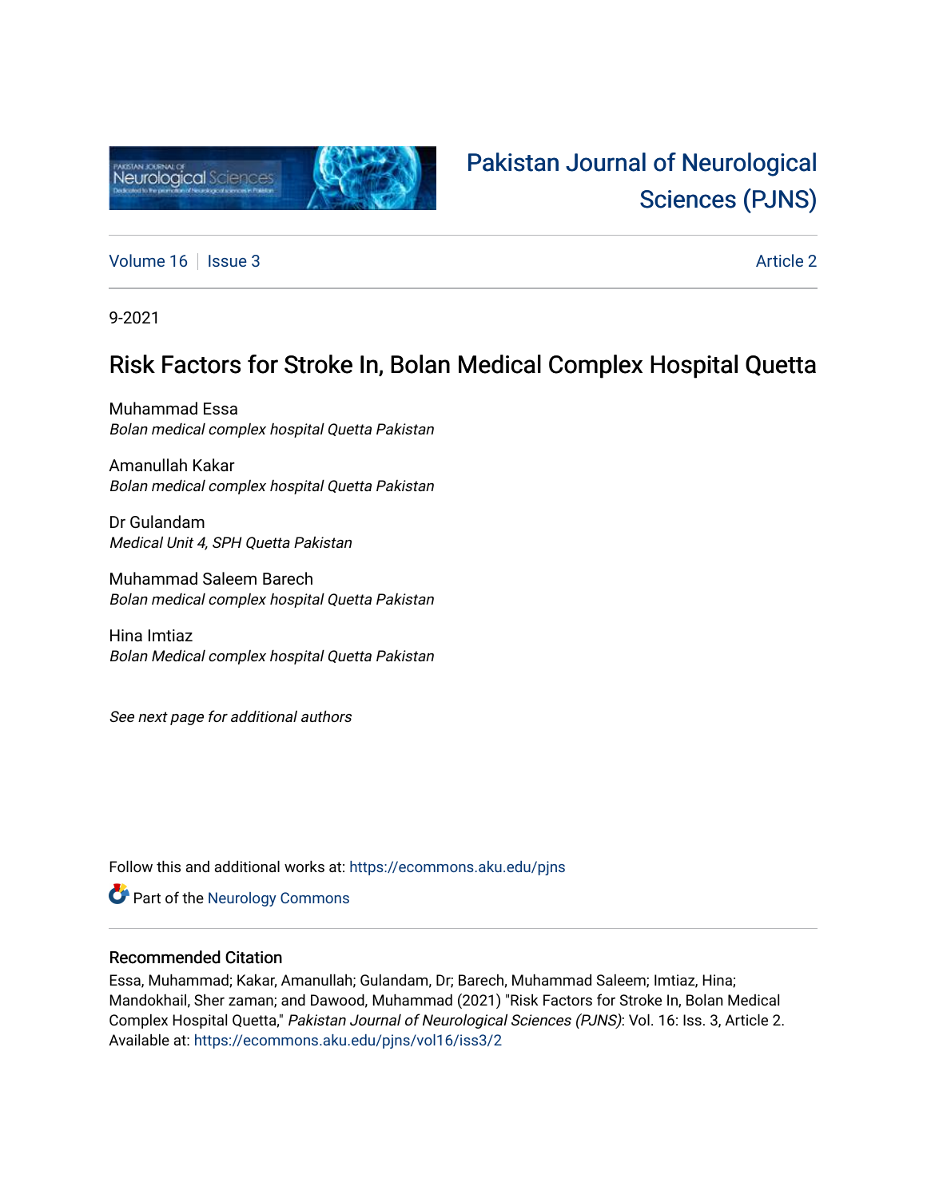# Pakistan Journal of Neurological Sciences (PJNS)

Volume 16 | Issue 3 Article 2

9-2021

## Risk Factors for Stroke In, Bolan Medical Complex Hospital Quetta

Muhammad Essa
*Bolan medical complex hospital Quetta Pakistan*

Amanullah Kakar
*Bolan medical complex hospital Quetta Pakistan*

Dr Gulandam
*Medical Unit 4, SPH Quetta Pakistan*

Muhammad Saleem Barech
*Bolan medical complex hospital Quetta Pakistan*

Hina Imtiaz
*Bolan Medical complex hospital Quetta Pakistan*

*See next page for additional authors*

Follow this and additional works at: https://ecommons.aku.edu/pjns

Part of the Neurology Commons

### Recommended Citation

Essa, Muhammad; Kakar, Amanullah; Gulandam, Dr; Barech, Muhammad Saleem; Imtiaz, Hina; Mandokhail, Sher zaman; and Dawood, Muhammad (2021) "Risk Factors for Stroke In, Bolan Medical Complex Hospital Quetta," *Pakistan Journal of Neurological Sciences (PJNS)*: Vol. 16: Iss. 3, Article 2. Available at: https://ecommons.aku.edu/pjns/vol16/iss3/2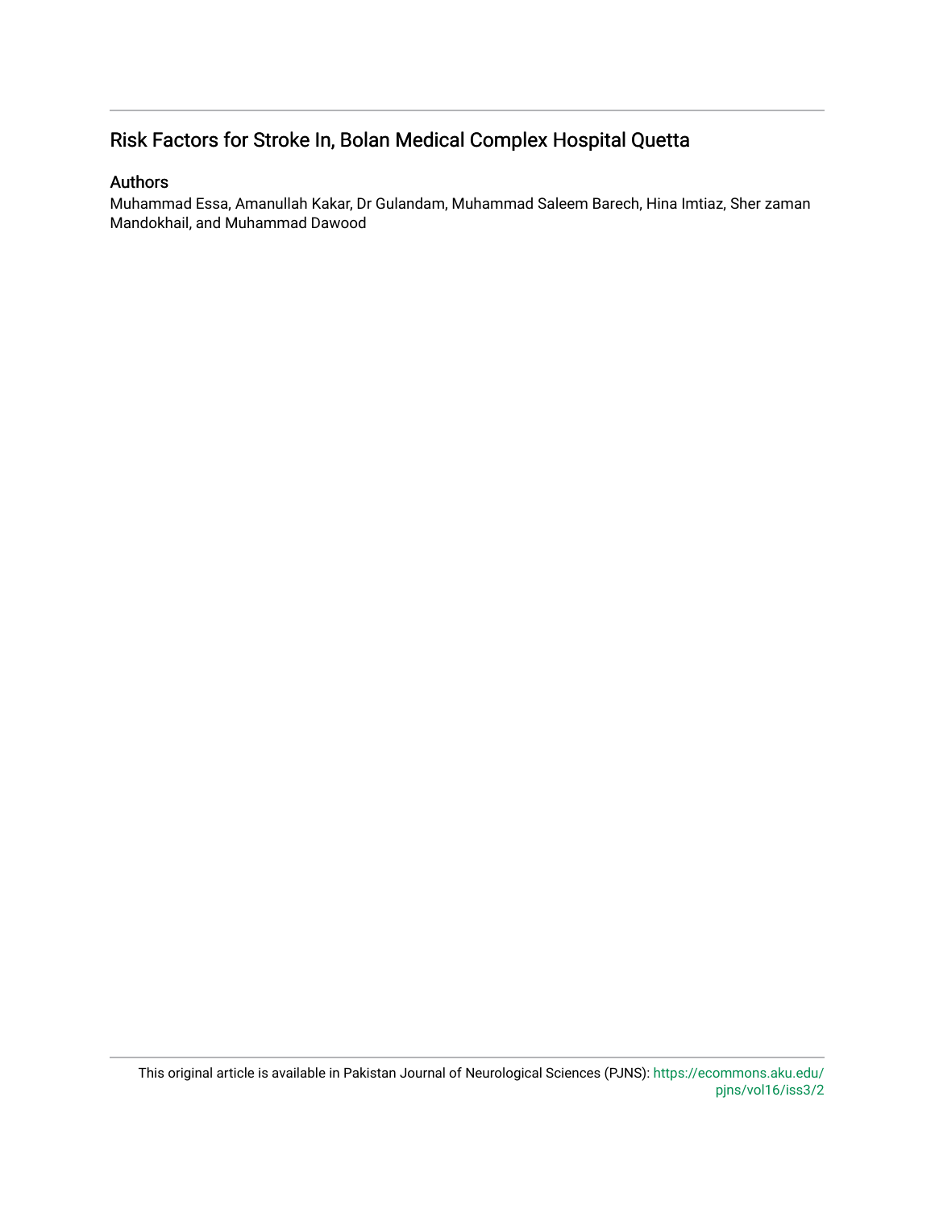## Risk Factors for Stroke In, Bolan Medical Complex Hospital Quetta

### Authors

Muhammad Essa, Amanullah Kakar, Dr Gulandam, Muhammad Saleem Barech, Hina Imtiaz, Sher zaman Mandokhail, and Muhammad Dawood

This original article is available in Pakistan Journal of Neurological Sciences (PJNS): https://ecommons.aku.edu/pjns/vol16/iss3/2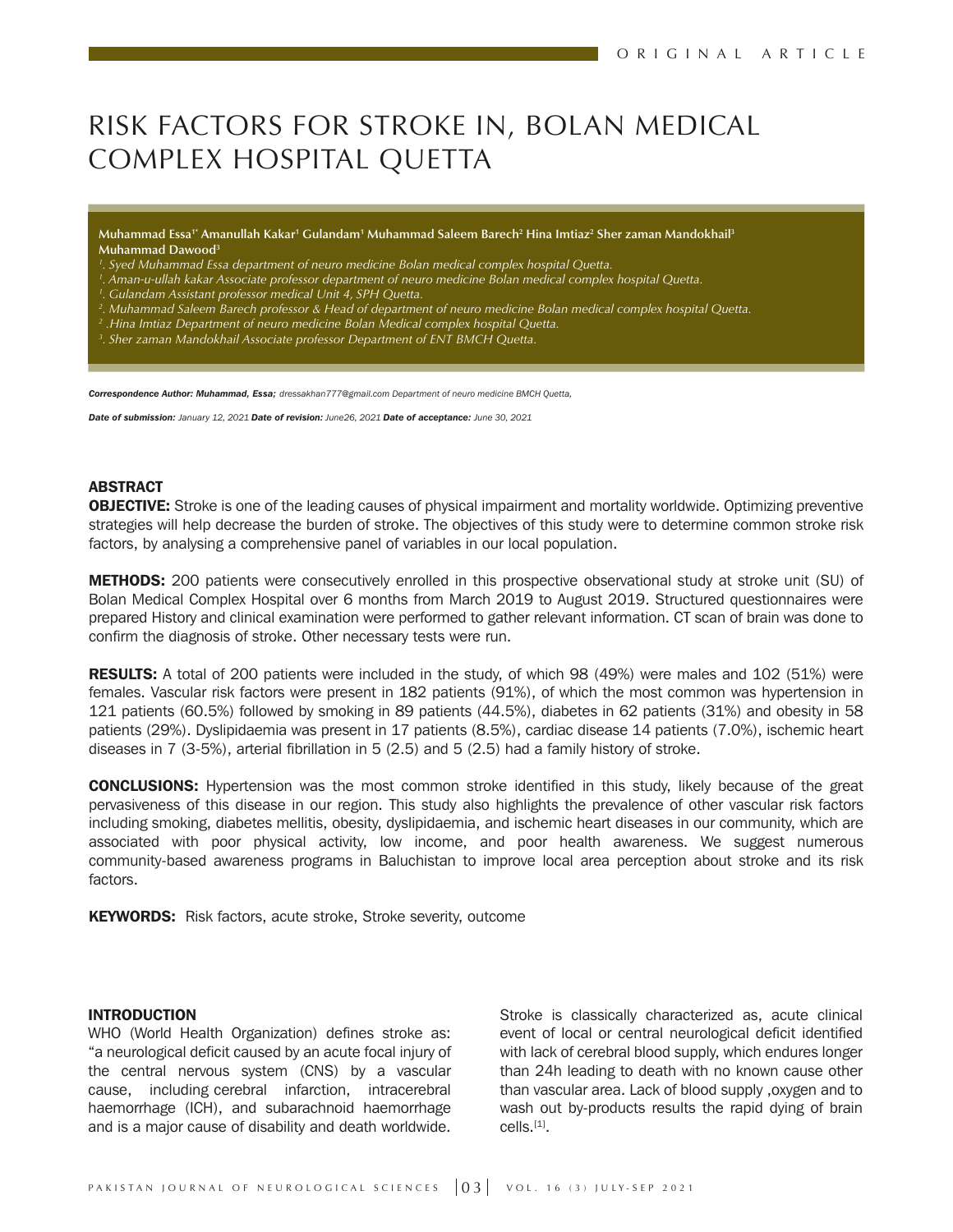ORIGINAL ARTICLE

# RISK FACTORS FOR STROKE IN, BOLAN MEDICAL COMPLEX HOSPITAL QUETTA

**Muhammad Essa[1*] Amanullah Kakar[1] Gulandam[1] Muhammad Saleem Barech[2] Hina Imtiaz[2] Sher zaman Mandokhail[3] Muhammad Dawood[3]**

*[1]. Syed Muhammad Essa department of neuro medicine Bolan medical complex hospital Quetta.*
*[1]. Aman-u-ullah kakar Associate professor department of neuro medicine Bolan medical complex hospital Quetta.*
*[1]. Gulandam Assistant professor medical Unit 4, SPH Quetta.*
*[2]. Muhammad Saleem Barech professor & Head of department of neuro medicine Bolan medical complex hospital Quetta.*
*[2] .Hina Imtiaz Department of neuro medicine Bolan Medical complex hospital Quetta.*
*[3]. Sher zaman Mandokhail Associate professor Department of ENT BMCH Quetta.*

***Correspondence Author: Muhammad, Essa;*** *dressakhan777@gmail.com Department of neuro medicine BMCH Quetta,*

***Date of submission:*** *January 12, 2021* ***Date of revision:*** *June26, 2021* ***Date of acceptance:*** *June 30, 2021*

## ABSTRACT

**OBJECTIVE:** Stroke is one of the leading causes of physical impairment and mortality worldwide. Optimizing preventive strategies will help decrease the burden of stroke. The objectives of this study were to determine common stroke risk factors, by analysing a comprehensive panel of variables in our local population.

**METHODS:** 200 patients were consecutively enrolled in this prospective observational study at stroke unit (SU) of Bolan Medical Complex Hospital over 6 months from March 2019 to August 2019. Structured questionnaires were prepared History and clinical examination were performed to gather relevant information. CT scan of brain was done to confirm the diagnosis of stroke. Other necessary tests were run.

**RESULTS:** A total of 200 patients were included in the study, of which 98 (49%) were males and 102 (51%) were females. Vascular risk factors were present in 182 patients (91%), of which the most common was hypertension in 121 patients (60.5%) followed by smoking in 89 patients (44.5%), diabetes in 62 patients (31%) and obesity in 58 patients (29%). Dyslipidaemia was present in 17 patients (8.5%), cardiac disease 14 patients (7.0%), ischemic heart diseases in 7 (3-5%), arterial fibrillation in 5 (2.5) and 5 (2.5) had a family history of stroke.

**CONCLUSIONS:** Hypertension was the most common stroke identified in this study, likely because of the great pervasiveness of this disease in our region. This study also highlights the prevalence of other vascular risk factors including smoking, diabetes mellitis, obesity, dyslipidaemia, and ischemic heart diseases in our community, which are associated with poor physical activity, low income, and poor health awareness. We suggest numerous community-based awareness programs in Baluchistan to improve local area perception about stroke and its risk factors.

**KEYWORDS:** Risk factors, acute stroke, Stroke severity, outcome

## INTRODUCTION

WHO (World Health Organization) defines stroke as: "a neurological deficit caused by an acute focal injury of the central nervous system (CNS) by a vascular cause, including cerebral infarction, intracerebral haemorrhage (ICH), and subarachnoid haemorrhage and is a major cause of disability and death worldwide. Stroke is classically characterized as, acute clinical event of local or central neurological deficit identified with lack of cerebral blood supply, which endures longer than 24h leading to death with no known cause other than vascular area. Lack of blood supply ,oxygen and to wash out by-products results the rapid dying of brain cells.[1].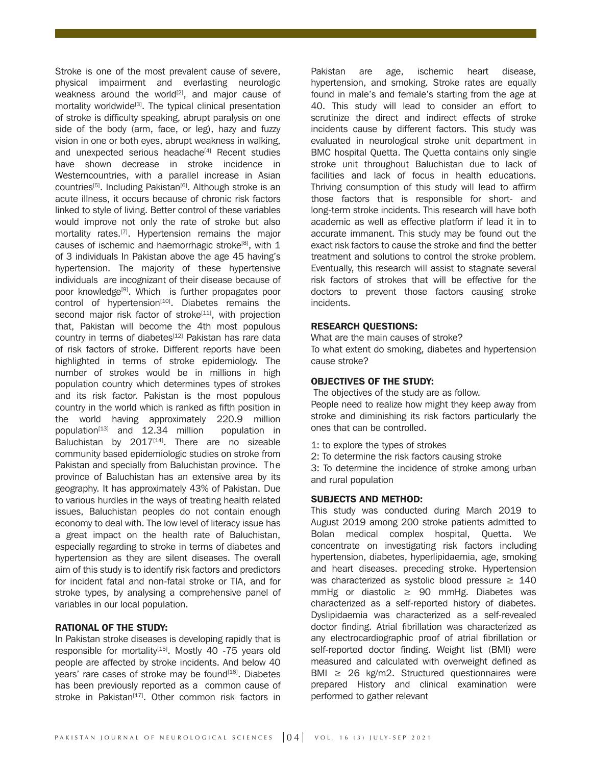Stroke is one of the most prevalent cause of severe, physical impairment and everlasting neurologic weakness around the world[2], and major cause of mortality worldwide[3]. The typical clinical presentation of stroke is difficulty speaking, abrupt paralysis on one side of the body (arm, face, or leg), hazy and fuzzy vision in one or both eyes, abrupt weakness in walking, and unexpected serious headache[4] Recent studies have shown decrease in stroke incidence in Westerncountries, with a parallel increase in Asian countries[5]. Including Pakistan[6]. Although stroke is an acute illness, it occurs because of chronic risk factors linked to style of living. Better control of these variables would improve not only the rate of stroke but also mortality rates.[7]. Hypertension remains the major causes of ischemic and haemorrhagic stroke[8], with 1 of 3 individuals In Pakistan above the age 45 having's hypertension. The majority of these hypertensive individuals are incognizant of their disease because of poor knowledge[9]. Which is further propagates poor control of hypertension[10]. Diabetes remains the second major risk factor of stroke[11], with projection that, Pakistan will become the 4th most populous country in terms of diabetes[12] Pakistan has rare data of risk factors of stroke. Different reports have been highlighted in terms of stroke epidemiology. The number of strokes would be in millions in high population country which determines types of strokes and its risk factor. Pakistan is the most populous country in the world which is ranked as fifth position in the world having approximately 220.9 million population[13] and 12.34 million population in Baluchistan by 2017[14]. There are no sizeable community based epidemiologic studies on stroke from Pakistan and specially from Baluchistan province. The province of Baluchistan has an extensive area by its geography. It has approximately 43% of Pakistan. Due to various hurdles in the ways of treating health related issues, Baluchistan peoples do not contain enough economy to deal with. The low level of literacy issue has a great impact on the health rate of Baluchistan, especially regarding to stroke in terms of diabetes and hypertension as they are silent diseases. The overall aim of this study is to identify risk factors and predictors for incident fatal and non-fatal stroke or TIA, and for stroke types, by analysing a comprehensive panel of variables in our local population.

## RATIONAL OF THE STUDY:

In Pakistan stroke diseases is developing rapidly that is responsible for mortality[15]. Mostly 40 -75 years old people are affected by stroke incidents. And below 40 years' rare cases of stroke may be found[16]. Diabetes has been previously reported as a common cause of stroke in Pakistan[17]. Other common risk factors in Pakistan are age, ischemic heart disease, hypertension, and smoking. Stroke rates are equally found in male's and female's starting from the age at 40. This study will lead to consider an effort to scrutinize the direct and indirect effects of stroke incidents cause by different factors. This study was evaluated in neurological stroke unit department in BMC hospital Quetta. The Quetta contains only single stroke unit throughout Baluchistan due to lack of facilities and lack of focus in health educations. Thriving consumption of this study will lead to affirm those factors that is responsible for short- and long-term stroke incidents. This research will have both academic as well as effective platform if lead it in to accurate immanent. This study may be found out the exact risk factors to cause the stroke and find the better treatment and solutions to control the stroke problem. Eventually, this research will assist to stagnate several risk factors of strokes that will be effective for the doctors to prevent those factors causing stroke incidents.

## RESEARCH QUESTIONS:

What are the main causes of stroke?

To what extent do smoking, diabetes and hypertension cause stroke?

## OBJECTIVES OF THE STUDY:

The objectives of the study are as follow.

People need to realize how might they keep away from stroke and diminishing its risk factors particularly the ones that can be controlled.

1: to explore the types of strokes

2: To determine the risk factors causing stroke

3: To determine the incidence of stroke among urban and rural population

## SUBJECTS AND METHOD:

This study was conducted during March 2019 to August 2019 among 200 stroke patients admitted to Bolan medical complex hospital, Quetta. We concentrate on investigating risk factors including hypertension, diabetes, hyperlipidaemia, age, smoking and heart diseases. preceding stroke. Hypertension was characterized as systolic blood pressure ≥ 140 mmHg or diastolic ≥ 90 mmHg. Diabetes was characterized as a self-reported history of diabetes. Dyslipidaemia was characterized as a self-revealed doctor finding. Atrial fibrillation was characterized as any electrocardiographic proof of atrial fibrillation or self-reported doctor finding. Weight list (BMI) were measured and calculated with overweight defined as BMI ≥ 26 kg/m2. Structured questionnaires were prepared History and clinical examination were performed to gather relevant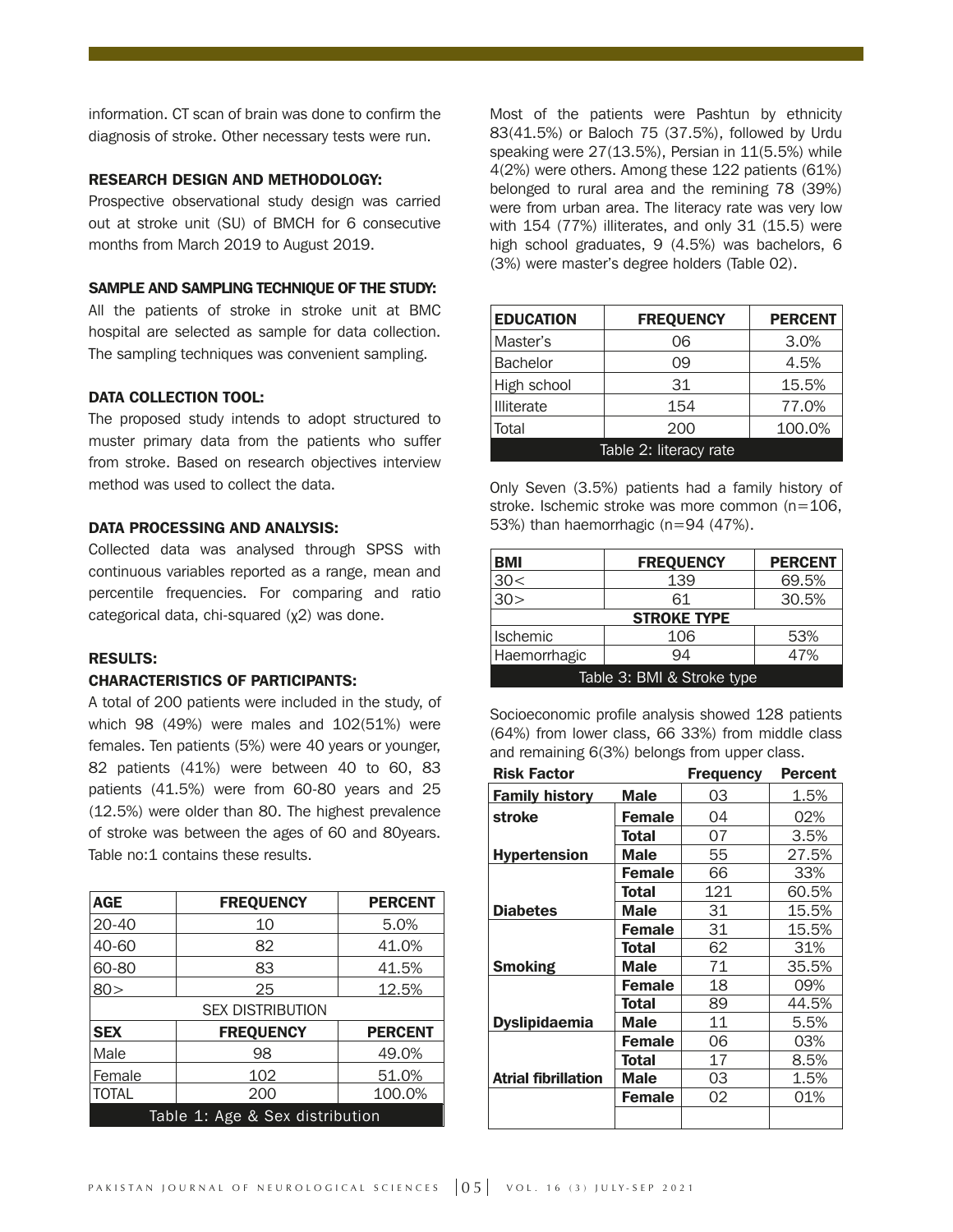information. CT scan of brain was done to confirm the diagnosis of stroke. Other necessary tests were run.

### RESEARCH DESIGN AND METHODOLOGY:

Prospective observational study design was carried out at stroke unit (SU) of BMCH for 6 consecutive months from March 2019 to August 2019.

### SAMPLE AND SAMPLING TECHNIQUE OF THE STUDY:

All the patients of stroke in stroke unit at BMC hospital are selected as sample for data collection. The sampling techniques was convenient sampling.

### DATA COLLECTION TOOL:

The proposed study intends to adopt structured to muster primary data from the patients who suffer from stroke. Based on research objectives interview method was used to collect the data.

### DATA PROCESSING AND ANALYSIS:

Collected data was analysed through SPSS with continuous variables reported as a range, mean and percentile frequencies. For comparing and ratio categorical data, chi-squared ($\chi 2$) was done.

### RESULTS:

### CHARACTERISTICS OF PARTICIPANTS:

A total of 200 patients were included in the study, of which 98 (49%) were males and 102(51%) were females. Ten patients (5%) were 40 years or younger, 82 patients (41%) were between 40 to 60, 83 patients (41.5%) were from 60-80 years and 25 (12.5%) were older than 80. The highest prevalence of stroke was between the ages of 60 and 80years. Table no:1 contains these results.

| AGE | FREQUENCY | PERCENT |
|---|---|---|
| 20-40 | 10 | 5.0% |
| 40-60 | 82 | 41.0% |
| 60-80 | 83 | 41.5% |
| 80> | 25 | 12.5% |
| SEX DISTRIBUTION | | |
| **SEX** | **FREQUENCY** | **PERCENT** |
| Male | 98 | 49.0% |
| Female | 102 | 51.0% |
| TOTAL | 200 | 100.0% |

Table 1: Age & Sex distribution

Most of the patients were Pashtun by ethnicity 83(41.5%) or Baloch 75 (37.5%), followed by Urdu speaking were 27(13.5%), Persian in 11(5.5%) while 4(2%) were others. Among these 122 patients (61%) belonged to rural area and the remining 78 (39%) were from urban area. The literacy rate was very low with 154 (77%) illiterates, and only 31 (15.5) were high school graduates, 9 (4.5%) was bachelors, 6 (3%) were master's degree holders (Table 02).

| EDUCATION | FREQUENCY | PERCENT |
|---|---|---|
| Master's | 06 | 3.0% |
| Bachelor | 09 | 4.5% |
| High school | 31 | 15.5% |
| Illiterate | 154 | 77.0% |
| Total | 200 | 100.0% |

Table 2: literacy rate

Only Seven (3.5%) patients had a family history of stroke. Ischemic stroke was more common (n=106, 53%) than haemorrhagic (n=94 (47%).

| BMI | FREQUENCY | PERCENT |
|---|---|---|
| 30< | 139 | 69.5% |
| 30> | 61 | 30.5% |
| **STROKE TYPE** | | |
| Ischemic | 106 | 53% |
| Haemorrhagic | 94 | 47% |

Table 3: BMI & Stroke type

Socioeconomic profile analysis showed 128 patients (64%) from lower class, 66 33%) from middle class and remaining 6(3%) belongs from upper class.

| Risk Factor | | Frequency | Percent |
|---|---|---|---|
| **Family history stroke** | **Male** | 03 | 1.5% |
| | **Female** | 04 | 02% |
| | **Total** | 07 | 3.5% |
| **Hypertension** | **Male** | 55 | 27.5% |
| | **Female** | 66 | 33% |
| | **Total** | 121 | 60.5% |
| **Diabetes** | **Male** | 31 | 15.5% |
| | **Female** | 31 | 15.5% |
| | **Total** | 62 | 31% |
| **Smoking** | **Male** | 71 | 35.5% |
| | **Female** | 18 | 09% |
| | **Total** | 89 | 44.5% |
| **Dyslipidaemia** | **Male** | 11 | 5.5% |
| | **Female** | 06 | 03% |
| | **Total** | 17 | 8.5% |
| **Atrial fibrillation** | **Male** | 03 | 1.5% |
| | **Female** | 02 | 01% |
| | | | |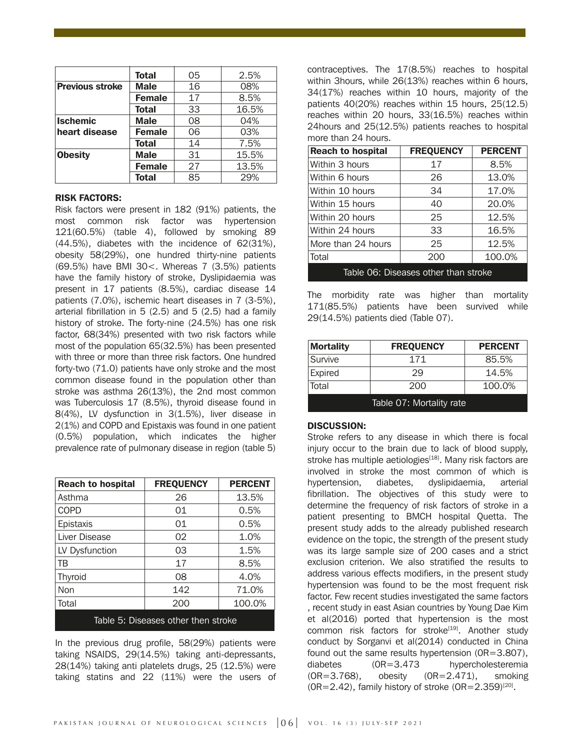| | | | |
|---|---|---|---|
| | **Total** | 05 | 2.5% |
| **Previous stroke** | **Male** | 16 | 08% |
| | **Female** | 17 | 8.5% |
| | **Total** | 33 | 16.5% |
| **Ischemic heart disease** | **Male** | 08 | 04% |
| | **Female** | 06 | 03% |
| | **Total** | 14 | 7.5% |
| **Obesity** | **Male** | 31 | 15.5% |
| | **Female** | 27 | 13.5% |
| | **Total** | 85 | 29% |

### RISK FACTORS:

Risk factors were present in 182 (91%) patients, the most common risk factor was hypertension 121(60.5%) (table 4), followed by smoking 89 (44.5%), diabetes with the incidence of 62(31%), obesity 58(29%), one hundred thirty-nine patients (69.5%) have BMI 30<. Whereas 7 (3.5%) patients have the family history of stroke, Dyslipidaemia was present in 17 patients (8.5%), cardiac disease 14 patients (7.0%), ischemic heart diseases in 7 (3-5%), arterial fibrillation in 5 (2.5) and 5 (2.5) had a family history of stroke. The forty-nine (24.5%) has one risk factor, 68(34%) presented with two risk factors while most of the population 65(32.5%) has been presented with three or more than three risk factors. One hundred forty-two (71.0) patients have only stroke and the most common disease found in the population other than stroke was asthma 26(13%), the 2nd most common was Tuberculosis 17 (8.5%), thyroid disease found in 8(4%), LV dysfunction in 3(1.5%), liver disease in 2(1%) and COPD and Epistaxis was found in one patient (0.5%) population, which indicates the higher prevalence rate of pulmonary disease in region (table 5)

| Reach to hospital | FREQUENCY | PERCENT |
|---|---|---|
| Asthma | 26 | 13.5% |
| COPD | 01 | 0.5% |
| Epistaxis | 01 | 0.5% |
| Liver Disease | 02 | 1.0% |
| LV Dysfunction | 03 | 1.5% |
| TB | 17 | 8.5% |
| Thyroid | 08 | 4.0% |
| Non | 142 | 71.0% |
| Total | 200 | 100.0% |

Table 5: Diseases other then stroke

In the previous drug profile, 58(29%) patients were taking NSAIDS, 29(14.5%) taking anti-depressants, 28(14%) taking anti platelets drugs, 25 (12.5%) were taking statins and 22 (11%) were the users of contraceptives. The 17(8.5%) reaches to hospital within 3hours, while 26(13%) reaches within 6 hours, 34(17%) reaches within 10 hours, majority of the patients 40(20%) reaches within 15 hours, 25(12.5) reaches within 20 hours, 33(16.5%) reaches within 24hours and 25(12.5%) patients reaches to hospital more than 24 hours.

| Reach to hospital | FREQUENCY | PERCENT |
|---|---|---|
| Within 3 hours | 17 | 8.5% |
| Within 6 hours | 26 | 13.0% |
| Within 10 hours | 34 | 17.0% |
| Within 15 hours | 40 | 20.0% |
| Within 20 hours | 25 | 12.5% |
| Within 24 hours | 33 | 16.5% |
| More than 24 hours | 25 | 12.5% |
| Total | 200 | 100.0% |

Table 06: Diseases other than stroke

The morbidity rate was higher than mortality 171(85.5%) patients have been survived while 29(14.5%) patients died (Table 07).

| Mortality | FREQUENCY | PERCENT |
|---|---|---|
| Survive | 171 | 85.5% |
| Expired | 29 | 14.5% |
| Total | 200 | 100.0% |

Table 07: Mortality rate

### DISCUSSION:

Stroke refers to any disease in which there is focal injury occur to the brain due to lack of blood supply, stroke has multiple aetiologies[18]. Many risk factors are involved in stroke the most common of which is hypertension, diabetes, dyslipidaemia, arterial fibrillation. The objectives of this study were to determine the frequency of risk factors of stroke in a patient presenting to BMCH hospital Quetta. The present study adds to the already published research evidence on the topic, the strength of the present study was its large sample size of 200 cases and a strict exclusion criterion. We also stratified the results to address various effects modifiers, in the present study hypertension was found to be the most frequent risk factor. Few recent studies investigated the same factors , recent study in east Asian countries by Young Dae Kim et al(2016) ported that hypertension is the most common risk factors for stroke[19]. Another study conduct by Sorganvi et al(2014) conducted in China found out the same results hypertension (OR=3.807), diabetes (OR=3.473 hypercholesteremia (OR=3.768), obesity (OR=2.471), smoking (OR=2.42), family history of stroke (OR=2.359)[20].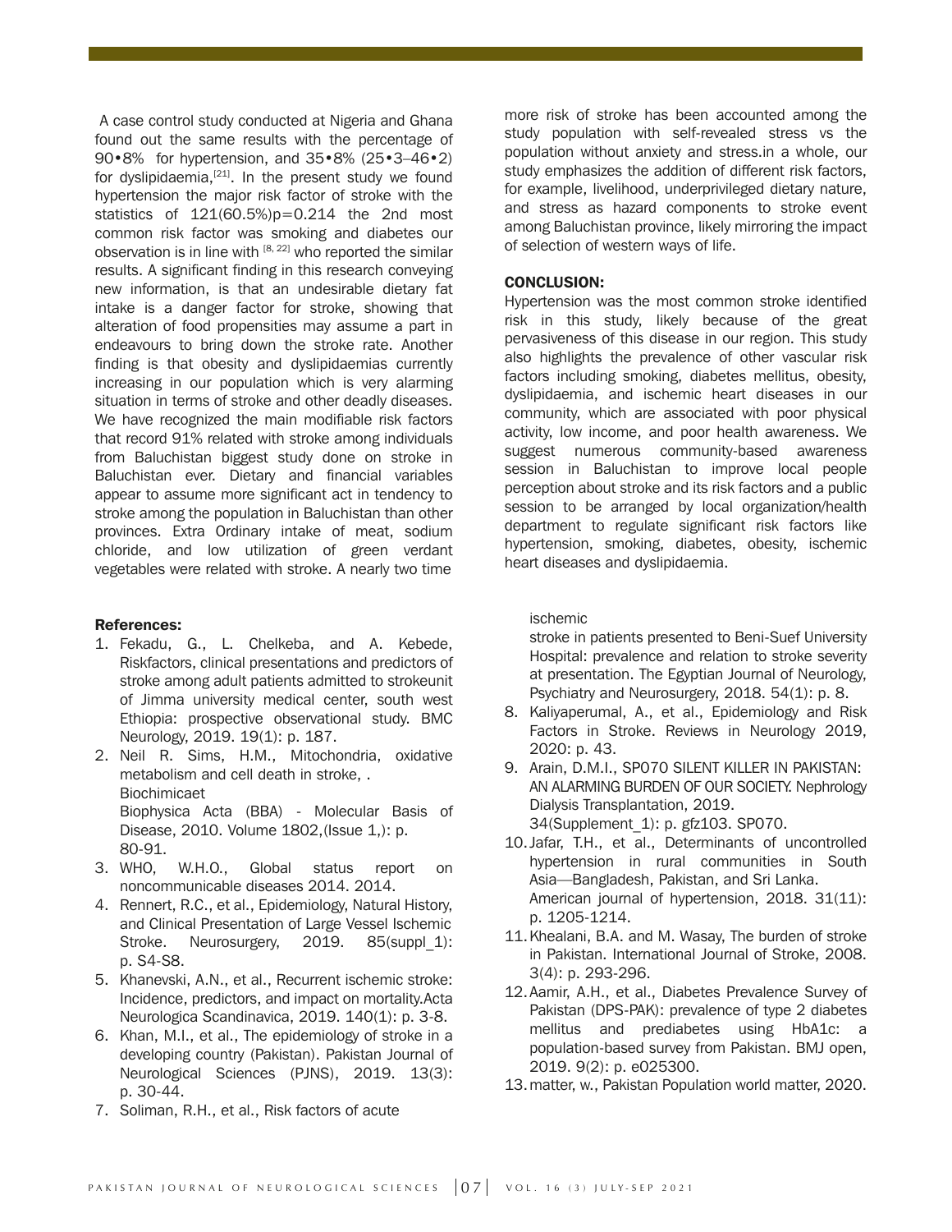A case control study conducted at Nigeria and Ghana found out the same results with the percentage of 90•8% for hypertension, and 35•8% (25•3–46•2) for dyslipidaemia,[21]. In the present study we found hypertension the major risk factor of stroke with the statistics of 121(60.5%)p=0.214 the 2nd most common risk factor was smoking and diabetes our observation is in line with [8, 22] who reported the similar results. A significant finding in this research conveying new information, is that an undesirable dietary fat intake is a danger factor for stroke, showing that alteration of food propensities may assume a part in endeavours to bring down the stroke rate. Another finding is that obesity and dyslipidaemias currently increasing in our population which is very alarming situation in terms of stroke and other deadly diseases. We have recognized the main modifiable risk factors that record 91% related with stroke among individuals from Baluchistan biggest study done on stroke in Baluchistan ever. Dietary and financial variables appear to assume more significant act in tendency to stroke among the population in Baluchistan than other provinces. Extra Ordinary intake of meat, sodium chloride, and low utilization of green verdant vegetables were related with stroke. A nearly two time more risk of stroke has been accounted among the study population with self-revealed stress vs the population without anxiety and stress.in a whole, our study emphasizes the addition of different risk factors, for example, livelihood, underprivileged dietary nature, and stress as hazard components to stroke event among Baluchistan province, likely mirroring the impact of selection of western ways of life.

## CONCLUSION:

Hypertension was the most common stroke identified risk in this study, likely because of the great pervasiveness of this disease in our region. This study also highlights the prevalence of other vascular risk factors including smoking, diabetes mellitus, obesity, dyslipidaemia, and ischemic heart diseases in our community, which are associated with poor physical activity, low income, and poor health awareness. We suggest numerous community-based awareness session in Baluchistan to improve local people perception about stroke and its risk factors and a public session to be arranged by local organization/health department to regulate significant risk factors like hypertension, smoking, diabetes, obesity, ischemic heart diseases and dyslipidaemia.

## References:

1. Fekadu, G., L. Chelkeba, and A. Kebede, Riskfactors, clinical presentations and predictors of stroke among adult patients admitted to strokeunit of Jimma university medical center, south west Ethiopia: prospective observational study. BMC Neurology, 2019. 19(1): p. 187.
2. Neil R. Sims, H.M., Mitochondria, oxidative metabolism and cell death in stroke, . Biochimicaet Biophysica Acta (BBA) - Molecular Basis of Disease, 2010. Volume 1802,(Issue 1,): p. 80-91.
3. WHO, W.H.O., Global status report on noncommunicable diseases 2014. 2014.
4. Rennert, R.C., et al., Epidemiology, Natural History, and Clinical Presentation of Large Vessel Ischemic Stroke. Neurosurgery, 2019. 85(suppl_1): p. S4-S8.
5. Khanevski, A.N., et al., Recurrent ischemic stroke: Incidence, predictors, and impact on mortality.Acta Neurologica Scandinavica, 2019. 140(1): p. 3-8.
6. Khan, M.I., et al., The epidemiology of stroke in a developing country (Pakistan). Pakistan Journal of Neurological Sciences (PJNS), 2019. 13(3): p. 30-44.
7. Soliman, R.H., et al., Risk factors of acute ischemic stroke in patients presented to Beni-Suef University Hospital: prevalence and relation to stroke severity at presentation. The Egyptian Journal of Neurology, Psychiatry and Neurosurgery, 2018. 54(1): p. 8.
8. Kaliyaperumal, A., et al., Epidemiology and Risk Factors in Stroke. Reviews in Neurology 2019, 2020: p. 43.
9. Arain, D.M.I., SP070 SILENT KILLER IN PAKISTAN: AN ALARMING BURDEN OF OUR SOCIETY. Nephrology Dialysis Transplantation, 2019. 34(Supplement_1): p. gfz103. SP070.
10. Jafar, T.H., et al., Determinants of uncontrolled hypertension in rural communities in South Asia—Bangladesh, Pakistan, and Sri Lanka. American journal of hypertension, 2018. 31(11): p. 1205-1214.
11. Khealani, B.A. and M. Wasay, The burden of stroke in Pakistan. International Journal of Stroke, 2008. 3(4): p. 293-296.
12. Aamir, A.H., et al., Diabetes Prevalence Survey of Pakistan (DPS-PAK): prevalence of type 2 diabetes mellitus and prediabetes using HbA1c: a population-based survey from Pakistan. BMJ open, 2019. 9(2): p. e025300.
13. matter, w., Pakistan Population world matter, 2020.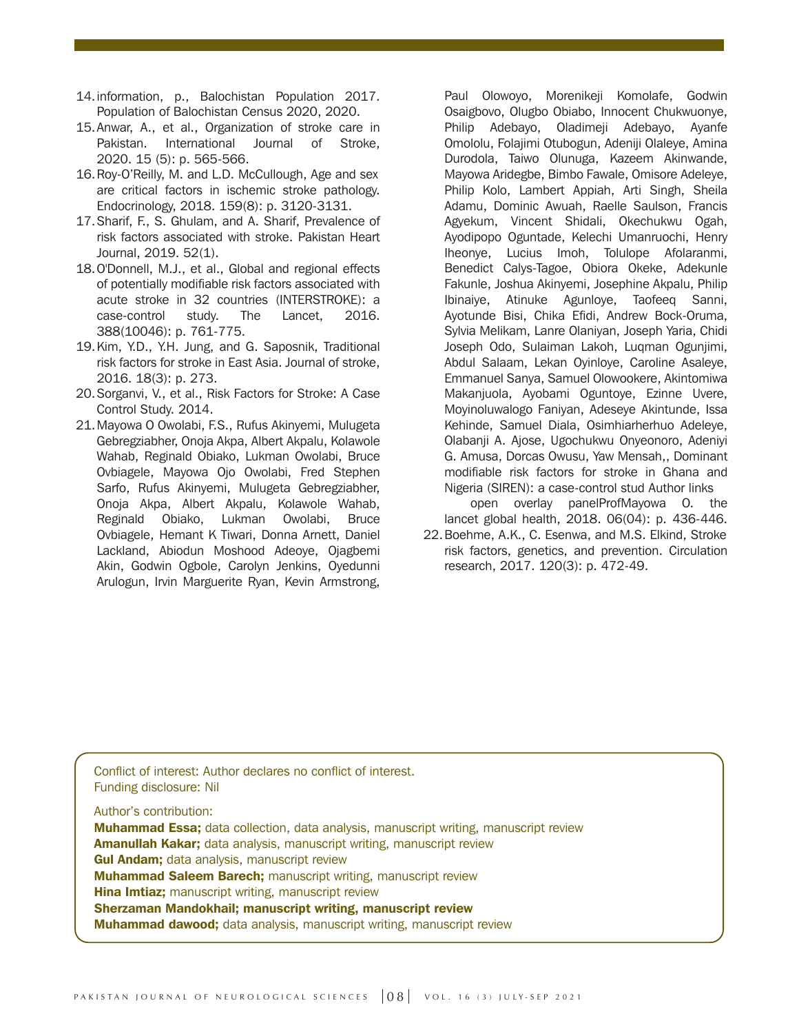14. information, p., Balochistan Population 2017. Population of Balochistan Census 2020, 2020.
15. Anwar, A., et al., Organization of stroke care in Pakistan. International Journal of Stroke, 2020. 15 (5): p. 565-566.
16. Roy-O'Reilly, M. and L.D. McCullough, Age and sex are critical factors in ischemic stroke pathology. Endocrinology, 2018. 159(8): p. 3120-3131.
17. Sharif, F., S. Ghulam, and A. Sharif, Prevalence of risk factors associated with stroke. Pakistan Heart Journal, 2019. 52(1).
18. O'Donnell, M.J., et al., Global and regional effects of potentially modifiable risk factors associated with acute stroke in 32 countries (INTERSTROKE): a case-control study. The Lancet, 2016. 388(10046): p. 761-775.
19. Kim, Y.D., Y.H. Jung, and G. Saposnik, Traditional risk factors for stroke in East Asia. Journal of stroke, 2016. 18(3): p. 273.
20. Sorganvi, V., et al., Risk Factors for Stroke: A Case Control Study. 2014.
21. Mayowa O Owolabi, F.S., Rufus Akinyemi, Mulugeta Gebregziabher, Onoja Akpa, Albert Akpalu, Kolawole Wahab, Reginald Obiako, Lukman Owolabi, Bruce Ovbiagele, Mayowa Ojo Owolabi, Fred Stephen Sarfo, Rufus Akinyemi, Mulugeta Gebregziabher, Onoja Akpa, Albert Akpalu, Kolawole Wahab, Reginald Obiako, Lukman Owolabi, Bruce Ovbiagele, Hemant K Tiwari, Donna Arnett, Daniel Lackland, Abiodun Moshood Adeoye, Ojagbemi Akin, Godwin Ogbole, Carolyn Jenkins, Oyedunni Arulogun, Irvin Marguerite Ryan, Kevin Armstrong, Paul Olowoyo, Morenikeji Komolafe, Godwin Osaigbovo, Olugbo Obiabo, Innocent Chukwuonye, Philip Adebayo, Oladimeji Adebayo, Ayanfe Omololu, Folajimi Otubogun, Adeniji Olaleye, Amina Durodola, Taiwo Olunuga, Kazeem Akinwande, Mayowa Aridegbe, Bimbo Fawale, Omisore Adeleye, Philip Kolo, Lambert Appiah, Arti Singh, Sheila Adamu, Dominic Awuah, Raelle Saulson, Francis Agyekum, Vincent Shidali, Okechukwu Ogah, Ayodipopo Oguntade, Kelechi Umanruochi, Henry Iheonye, Lucius Imoh, Tolulope Afolaranmi, Benedict Calys-Tagoe, Obiora Okeke, Adekunle Fakunle, Joshua Akinyemi, Josephine Akpalu, Philip Ibinaiye, Atinuke Agunloye, Taofeeq Sanni, Ayotunde Bisi, Chika Efidi, Andrew Bock-Oruma, Sylvia Melikam, Lanre Olaniyan, Joseph Yaria, Chidi Joseph Odo, Sulaiman Lakoh, Luqman Ogunjimi, Abdul Salaam, Lekan Oyinloye, Caroline Asaleye, Emmanuel Sanya, Samuel Olowookere, Akintomiwa Makanjuola, Ayobami Oguntoye, Ezinne Uvere, Moyinoluwalogo Faniyan, Adeseye Akintunde, Issa Kehinde, Samuel Diala, Osimhiarherhuo Adeleye, Olabanji A. Ajose, Ugochukwu Onyeonoro, Adeniyi G. Amusa, Dorcas Owusu, Yaw Mensah,, Dominant modifiable risk factors for stroke in Ghana and Nigeria (SIREN): a case-control stud Author links open overlay panelProfMayowa O. the lancet global health, 2018. 06(04): p. 436-446.
22. Boehme, A.K., C. Esenwa, and M.S. Elkind, Stroke risk factors, genetics, and prevention. Circulation research, 2017. 120(3): p. 472-49.

Conflict of interest: Author declares no conflict of interest.
Funding disclosure: Nil

Author's contribution:
**Muhammad Essa;** data collection, data analysis, manuscript writing, manuscript review
**Amanullah Kakar;** data analysis, manuscript writing, manuscript review
**Gul Andam;** data analysis, manuscript review
**Muhammad Saleem Barech;** manuscript writing, manuscript review
**Hina Imtiaz;** manuscript writing, manuscript review
**Sherzaman Mandokhail; manuscript writing, manuscript review**
**Muhammad dawood;** data analysis, manuscript writing, manuscript review